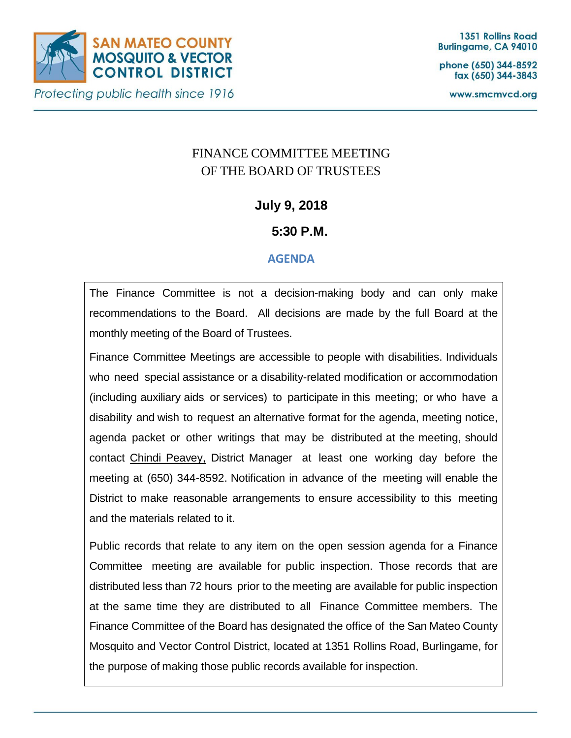**SAN MATEO COUNTY MOSQUITO & VECTOR CONTROL DISTRICT**

*Protecting public health since 1916*

1351 Rollins Road
Burlingame, CA 94010

phone (650) 344-8592
fax (650) 344-3843

www.smcmvcd.org

# FINANCE COMMITTEE MEETING OF THE BOARD OF TRUSTEES

**July 9, 2018**

**5:30 P.M.**

## AGENDA

The Finance Committee is not a decision-making body and can only make recommendations to the Board. All decisions are made by the full Board at the monthly meeting of the Board of Trustees.

Finance Committee Meetings are accessible to people with disabilities. Individuals who need special assistance or a disability-related modification or accommodation (including auxiliary aids or services) to participate in this meeting; or who have a disability and wish to request an alternative format for the agenda, meeting notice, agenda packet or other writings that may be distributed at the meeting, should contact Chindi Peavey, District Manager at least one working day before the meeting at (650) 344-8592. Notification in advance of the meeting will enable the District to make reasonable arrangements to ensure accessibility to this meeting and the materials related to it.

Public records that relate to any item on the open session agenda for a Finance Committee meeting are available for public inspection. Those records that are distributed less than 72 hours prior to the meeting are available for public inspection at the same time they are distributed to all Finance Committee members. The Finance Committee of the Board has designated the office of the San Mateo County Mosquito and Vector Control District, located at 1351 Rollins Road, Burlingame, for the purpose of making those public records available for inspection.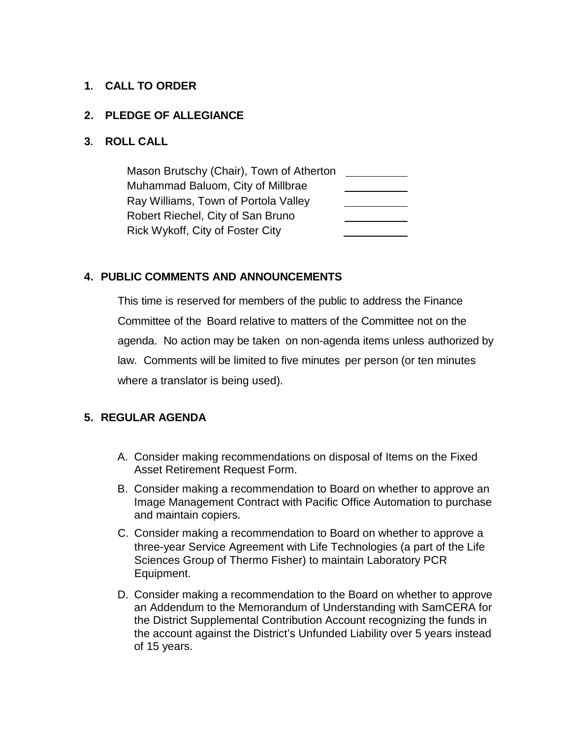**1. CALL TO ORDER**

**2. PLEDGE OF ALLEGIANCE**

**3. ROLL CALL**

| | |
|---|---|
| Mason Brutschy (Chair), Town of Atherton | ______ |
| Muhammad Baluom, City of Millbrae | ______ |
| Ray Williams, Town of Portola Valley | ______ |
| Robert Riechel, City of San Bruno | ______ |
| Rick Wykoff, City of Foster City | ______ |

**4. PUBLIC COMMENTS AND ANNOUNCEMENTS**

This time is reserved for members of the public to address the Finance Committee of the Board relative to matters of the Committee not on the agenda. No action may be taken on non-agenda items unless authorized by law. Comments will be limited to five minutes per person (or ten minutes where a translator is being used).

**5. REGULAR AGENDA**

A. Consider making recommendations on disposal of Items on the Fixed Asset Retirement Request Form.

B. Consider making a recommendation to Board on whether to approve an Image Management Contract with Pacific Office Automation to purchase and maintain copiers.

C. Consider making a recommendation to Board on whether to approve a three-year Service Agreement with Life Technologies (a part of the Life Sciences Group of Thermo Fisher) to maintain Laboratory PCR Equipment.

D. Consider making a recommendation to the Board on whether to approve an Addendum to the Memorandum of Understanding with SamCERA for the District Supplemental Contribution Account recognizing the funds in the account against the District's Unfunded Liability over 5 years instead of 15 years.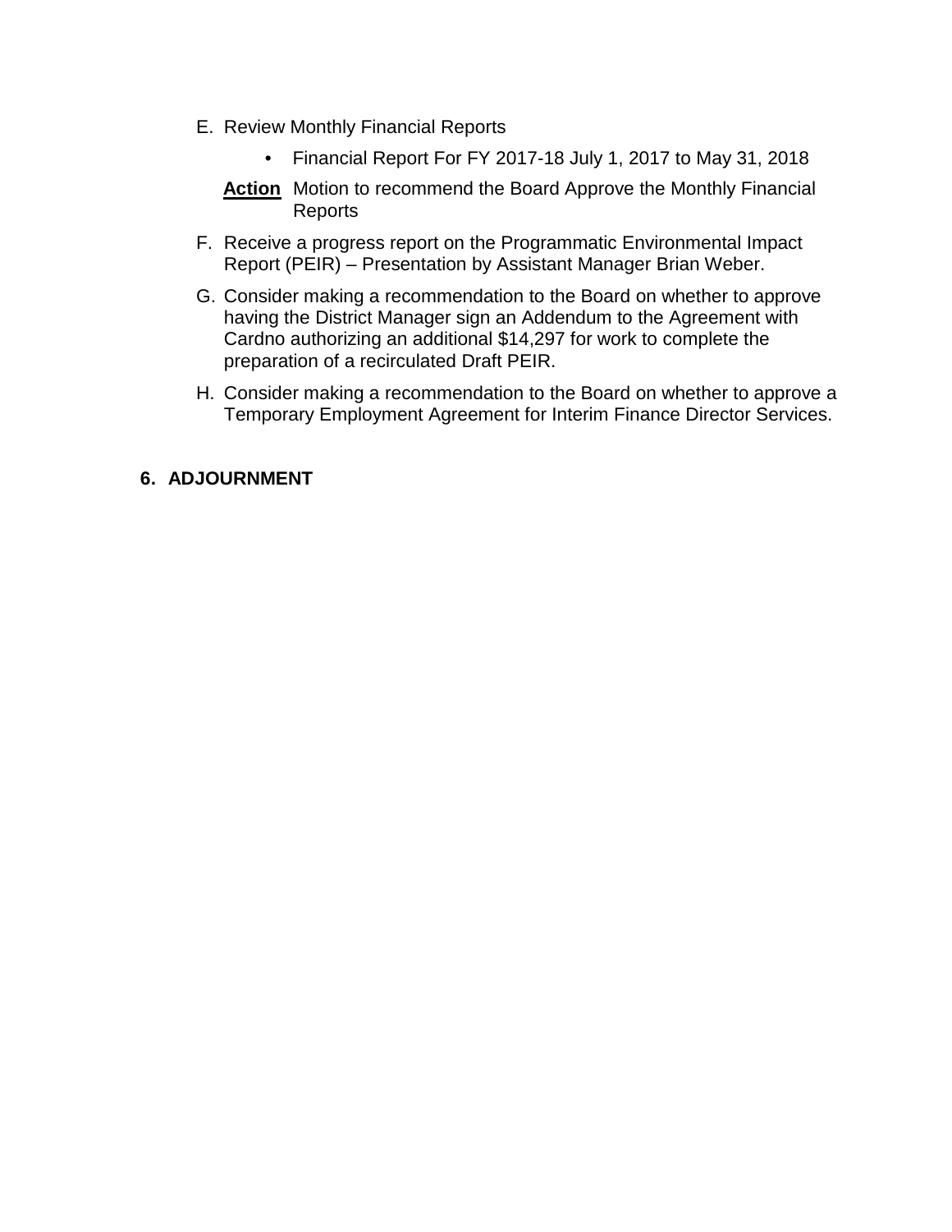E. Review Monthly Financial Reports

- Financial Report For FY 2017-18 July 1, 2017 to May 31, 2018

**Action** Motion to recommend the Board Approve the Monthly Financial Reports

F. Receive a progress report on the Programmatic Environmental Impact Report (PEIR) – Presentation by Assistant Manager Brian Weber.

G. Consider making a recommendation to the Board on whether to approve having the District Manager sign an Addendum to the Agreement with Cardno authorizing an additional $14,297 for work to complete the preparation of a recirculated Draft PEIR.

H. Consider making a recommendation to the Board on whether to approve a Temporary Employment Agreement for Interim Finance Director Services.

**6. ADJOURNMENT**